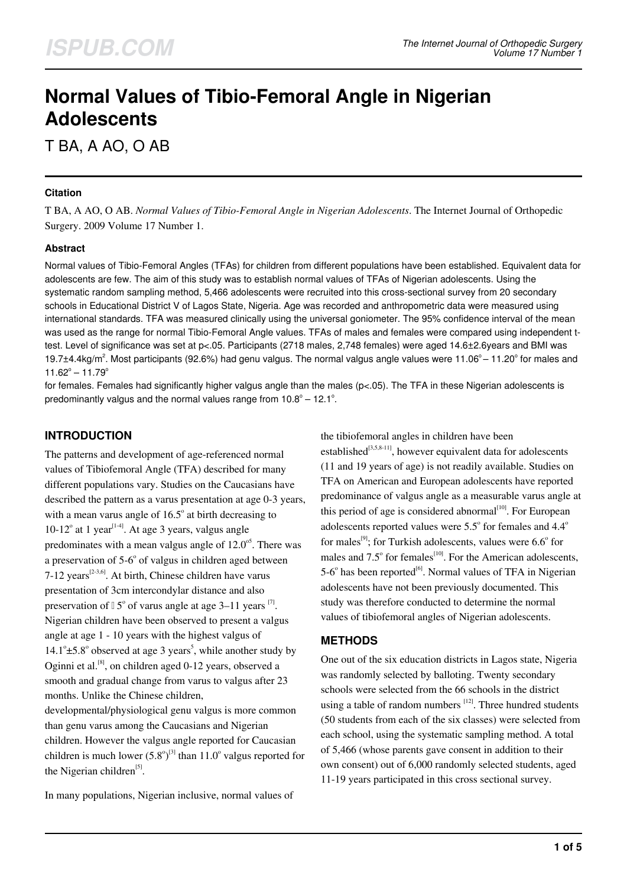# Normal Values of Tibio-Femoral Angle in Nigerian Adolescents

T BA, A AO, O AB

### Citation

T BA, A AO, O AB. *Normal Values of Tibio-Femoral Angle in Nigerian Adolescents*. The Internet Journal of Orthopedic Surgery. 2009 Volume 17 Number 1.

### Abstract

Normal values of Tibio-Femoral Angles (TFAs) for children from different populations have been established. Equivalent data for adolescents are few. The aim of this study was to establish normal values of TFAs of Nigerian adolescents. Using the systematic random sampling method, 5,466 adolescents were recruited into this cross-sectional survey from 20 secondary schools in Educational District V of Lagos State, Nigeria. Age was recorded and anthropometric data were measured using international standards. TFA was measured clinically using the universal goniometer. The 95% confidence interval of the mean was used as the range for normal Tibio-Femoral Angle values. TFAs of males and females were compared using independent t-test. Level of significance was set at p<.05. Participants (2718 males, 2,748 females) were aged 14.6±2.6years and BMI was 19.7±4.4kg/m$^2$. Most participants (92.6%) had genu valgus. The normal valgus angle values were 11.06$^\circ$ – 11.20$^\circ$ for males and 11.62$^\circ$ – 11.79$^\circ$ for females. Females had significantly higher valgus angle than the males (p<.05). The TFA in these Nigerian adolescents is predominantly valgus and the normal values range from 10.8$^\circ$ – 12.1$^\circ$.

## INTRODUCTION

The patterns and development of age-referenced normal values of Tibiofemoral Angle (TFA) described for many different populations vary. Studies on the Caucasians have described the pattern as a varus presentation at age 0-3 years, with a mean varus angle of 16.5$^\circ$ at birth decreasing to 10-12$^\circ$ at 1 year[1-4]. At age 3 years, valgus angle predominates with a mean valgus angle of 12.0$^\circ$[5]. There was a preservation of 5-6$^\circ$ of valgus in children aged between 7-12 years[2-3,6]. At birth, Chinese children have varus presentation of 3cm intercondylar distance and also preservation of  5$^\circ$ of varus angle at age 3–11 years [7]. Nigerian children have been observed to present a valgus angle at age 1 - 10 years with the highest valgus of 14.1$^\circ$±5.8$^\circ$ observed at age 3 years[5], while another study by Oginni et al.[8], on children aged 0-12 years, observed a smooth and gradual change from varus to valgus after 23 months. Unlike the Chinese children, developmental/physiological genu valgus is more common than genu varus among the Caucasians and Nigerian children. However the valgus angle reported for Caucasian children is much lower (5.8$^\circ$)[3] than 11.0$^\circ$ valgus reported for the Nigerian children[5].

In many populations, Nigerian inclusive, normal values of the tibiofemoral angles in children have been established[3,5,8-11], however equivalent data for adolescents (11 and 19 years of age) is not readily available. Studies on TFA on American and European adolescents have reported predominance of valgus angle as a measurable varus angle at this period of age is considered abnormal[10]. For European adolescents reported values were 5.5$^\circ$ for females and 4.4$^\circ$ for males[9]; for Turkish adolescents, values were 6.6$^\circ$ for males and 7.5$^\circ$ for females[10]. For the American adolescents, 5-6$^\circ$ has been reported[6]. Normal values of TFA in Nigerian adolescents have not been previously documented. This study was therefore conducted to determine the normal values of tibiofemoral angles of Nigerian adolescents.

## METHODS

One out of the six education districts in Lagos state, Nigeria was randomly selected by balloting. Twenty secondary schools were selected from the 66 schools in the district using a table of random numbers [12]. Three hundred students (50 students from each of the six classes) were selected from each school, using the systematic sampling method. A total of 5,466 (whose parents gave consent in addition to their own consent) out of 6,000 randomly selected students, aged 11-19 years participated in this cross sectional survey.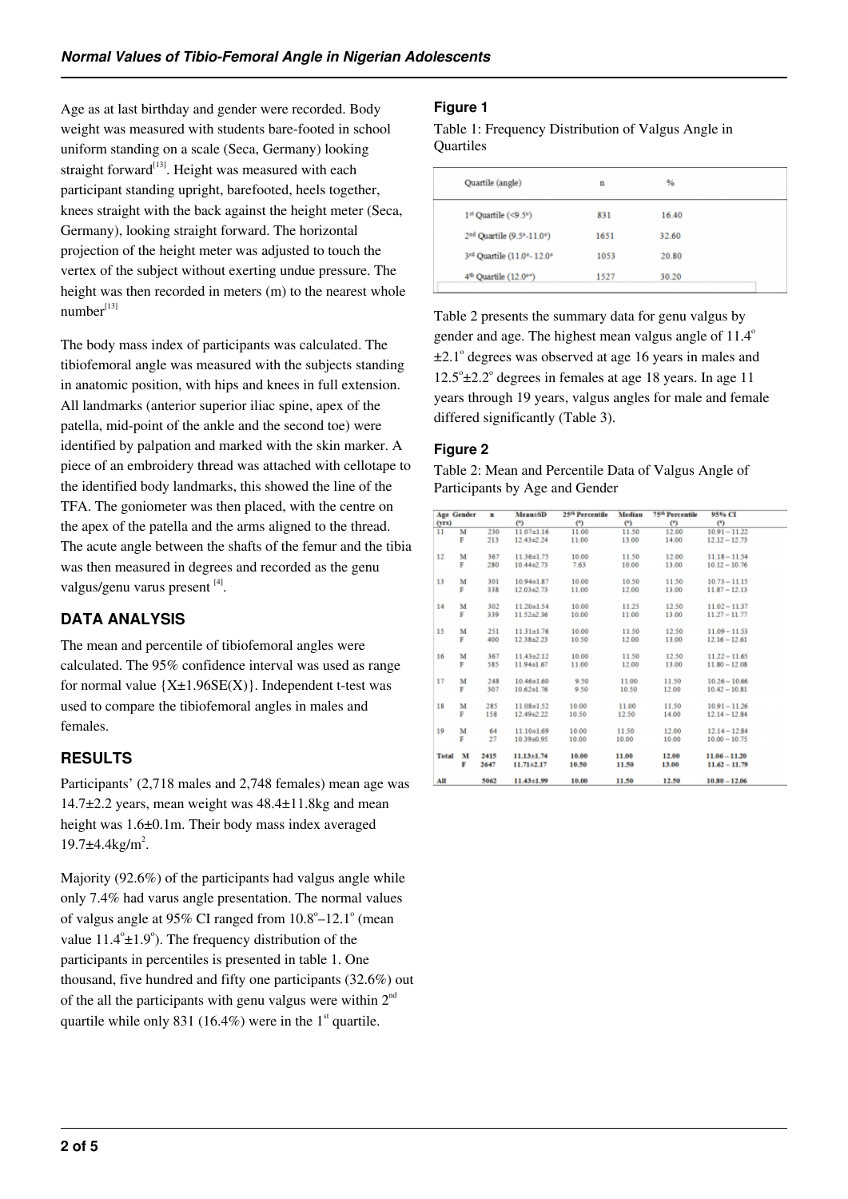Age as at last birthday and gender were recorded. Body weight was measured with students bare-footed in school uniform standing on a scale (Seca, Germany) looking straight forward[13]. Height was measured with each participant standing upright, barefooted, heels together, knees straight with the back against the height meter (Seca, Germany), looking straight forward. The horizontal projection of the height meter was adjusted to touch the vertex of the subject without exerting undue pressure. The height was then recorded in meters (m) to the nearest whole number[13]

The body mass index of participants was calculated. The tibiofemoral angle was measured with the subjects standing in anatomic position, with hips and knees in full extension. All landmarks (anterior superior iliac spine, apex of the patella, mid-point of the ankle and the second toe) were identified by palpation and marked with the skin marker. A piece of an embroidery thread was attached with cellotape to the identified body landmarks, this showed the line of the TFA. The goniometer was then placed, with the centre on the apex of the patella and the arms aligned to the thread. The acute angle between the shafts of the femur and the tibia was then measured in degrees and recorded as the genu valgus/genu varus present [4].

## DATA ANALYSIS

The mean and percentile of tibiofemoral angles were calculated. The 95% confidence interval was used as range for normal value $\{X \pm 1.96SE(X)\}$. Independent t-test was used to compare the tibiofemoral angles in males and females.

## RESULTS

Participants' (2,718 males and 2,748 females) mean age was 14.7±2.2 years, mean weight was 48.4±11.8kg and mean height was 1.6±0.1m. Their body mass index averaged 19.7±4.4kg/m$^2$.

Majority (92.6%) of the participants had valgus angle while only 7.4% had varus angle presentation. The normal values of valgus angle at 95% CI ranged from 10.8°–12.1° (mean value 11.4°±1.9°). The frequency distribution of the participants in percentiles is presented in table 1. One thousand, five hundred and fifty one participants (32.6%) out of the all the participants with genu valgus were within 2nd quartile while only 831 (16.4%) were in the 1st quartile.

### Figure 1

Table 1: Frequency Distribution of Valgus Angle in Quartiles

| Quartile (angle) | n | % |
|---|---|---|
| 1st Quartile (<9.5°) | 831 | 16.40 |
| 2nd Quartile (9.5°-11.0°) | 1651 | 32.60 |
| 3rd Quartile (11.0°- 12.0° | 1053 | 20.80 |
| 4th Quartile (12.0°˂) | 1527 | 30.20 |

Table 2 presents the summary data for genu valgus by gender and age. The highest mean valgus angle of 11.4° ±2.1° degrees was observed at age 16 years in males and 12.5°±2.2° degrees in females at age 18 years. In age 11 years through 19 years, valgus angles for male and female differed significantly (Table 3).

### Figure 2

Table 2: Mean and Percentile Data of Valgus Angle of Participants by Age and Gender

| Age (yrs) | Gender | n | Mean±SD (°) | 25th Percentile (°) | Median (°) | 75th Percentile (°) | 95% CI (°) |
|---|---|---|---|---|---|---|---|
| 11 | M | 230 | 11.07±1.16 | 11.00 | 11.50 | 12.00 | 10.91 – 11.22 |
| | F | 213 | 12.43±2.24 | 11.00 | 13.00 | 14.00 | 12.12 – 12.73 |
| 12 | M | 367 | 11.36±1.75 | 10.00 | 11.50 | 12.00 | 11.18 – 11.54 |
| | F | 280 | 10.44±2.73 | 7.63 | 10.00 | 13.00 | 10.12 – 10.76 |
| 13 | M | 301 | 10.94±1.87 | 10.00 | 10.50 | 11.50 | 10.73 – 11.15 |
| | F | 338 | 12.03±2.73 | 11.00 | 12.00 | 13.00 | 11.87 – 12.13 |
| 14 | M | 302 | 11.20±1.54 | 10.00 | 11.25 | 12.50 | 11.02 – 11.37 |
| | F | 339 | 11.52±2.36 | 10.00 | 11.00 | 13.00 | 11.27 – 11.77 |
| 15 | M | 251 | 11.31±1.76 | 10.00 | 11.50 | 12.50 | 11.09 – 11.53 |
| | F | 400 | 12.38±2.23 | 10.50 | 12.00 | 13.00 | 12.16 – 12.61 |
| 16 | M | 367 | 11.43±2.12 | 10.00 | 11.50 | 12.50 | 11.22 – 11.65 |
| | F | 585 | 11.94±1.67 | 11.00 | 12.00 | 13.00 | 11.80 – 12.08 |
| 17 | M | 248 | 10.46±1.60 | 9.50 | 11.00 | 11.50 | 10.26 – 10.66 |
| | F | 307 | 10.62±1.76 | 9.50 | 10.50 | 12.00 | 10.42 – 10.81 |
| 18 | M | 285 | 11.08±1.52 | 10.00 | 11.00 | 11.50 | 10.91 – 11.26 |
| | F | 158 | 12.49±2.22 | 10.50 | 12.50 | 14.00 | 12.14 – 12.84 |
| 19 | M | 64 | 11.10±1.69 | 10.00 | 11.50 | 12.00 | 12.14 – 12.84 |
| | F | 27 | 10.39±0.95 | 10.00 | 10.00 | 10.00 | 10.00 – 10.75 |
| **Total** | **M** | **2415** | **11.13±1.74** | **10.00** | **11.00** | **12.00** | **11.06 – 11.20** |
| | **F** | **2647** | **11.71±2.17** | **10.50** | **11.50** | **13.00** | **11.62 – 11.79** |
| **All** | | **5062** | **11.43±1.99** | **10.00** | **11.50** | **12.50** | **10.80 – 12.06** |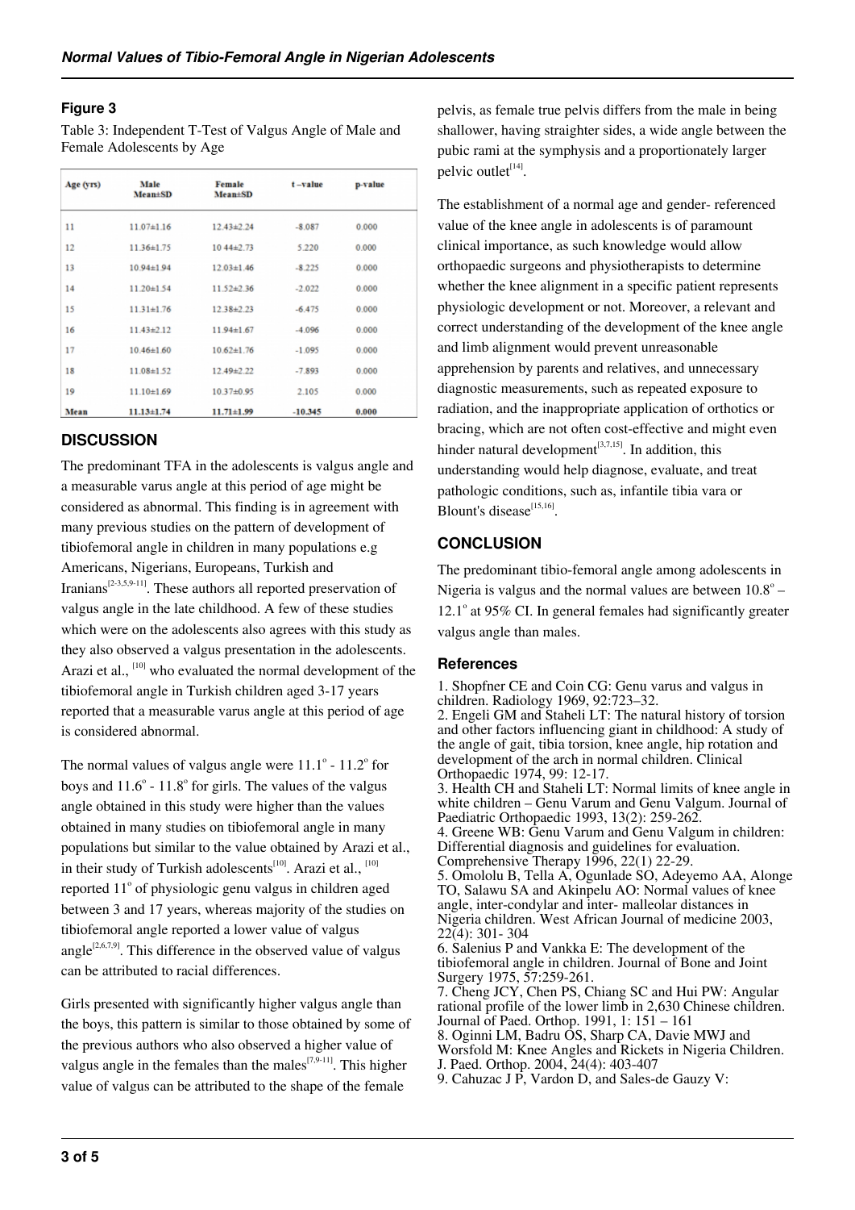### Figure 3

Table 3: Independent T-Test of Valgus Angle of Male and Female Adolescents by Age

| Age (yrs) | Male Mean±SD | Female Mean±SD | t –value | p-value |
|---|---|---|---|---|
| 11 | 11.07±1.16 | 12.43±2.24 | -8.087 | 0.000 |
| 12 | 11.36±1.75 | 10.44±2.73 | 5.220 | 0.000 |
| 13 | 10.94±1.94 | 12.03±1.46 | -8.225 | 0.000 |
| 14 | 11.20±1.54 | 11.52±2.36 | -2.022 | 0.000 |
| 15 | 11.31±1.76 | 12.38±2.23 | -6.475 | 0.000 |
| 16 | 11.43±2.12 | 11.94±1.67 | -4.096 | 0.000 |
| 17 | 10.46±1.60 | 10.62±1.76 | -1.095 | 0.000 |
| 18 | 11.08±1.52 | 12.49±2.22 | -7.893 | 0.000 |
| 19 | 11.10±1.69 | 10.37±0.95 | 2.105 | 0.000 |
| **Mean** | **11.13±1.74** | **11.71±1.99** | **-10.345** | **0.000** |

## DISCUSSION

The predominant TFA in the adolescents is valgus angle and a measurable varus angle at this period of age might be considered as abnormal. This finding is in agreement with many previous studies on the pattern of development of tibiofemoral angle in children in many populations e.g Americans, Nigerians, Europeans, Turkish and Iranians[2-3,5,9-11]. These authors all reported preservation of valgus angle in the late childhood. A few of these studies which were on the adolescents also agrees with this study as they also observed a valgus presentation in the adolescents. Arazi et al., [10] who evaluated the normal development of the tibiofemoral angle in Turkish children aged 3-17 years reported that a measurable varus angle at this period of age is considered abnormal.

The normal values of valgus angle were $11.1^{o}$ - $11.2^{o}$ for boys and $11.6^{o}$ - $11.8^{o}$ for girls. The values of the valgus angle obtained in this study were higher than the values obtained in many studies on tibiofemoral angle in many populations but similar to the value obtained by Arazi et al., in their study of Turkish adolescents[10]. Arazi et al., [10] reported $11^{o}$ of physiologic genu valgus in children aged between 3 and 17 years, whereas majority of the studies on tibiofemoral angle reported a lower value of valgus angle[2,6,7,9]. This difference in the observed value of valgus can be attributed to racial differences.

Girls presented with significantly higher valgus angle than the boys, this pattern is similar to those obtained by some of the previous authors who also observed a higher value of valgus angle in the females than the males[7,9-11]. This higher value of valgus can be attributed to the shape of the female pelvis, as female true pelvis differs from the male in being shallower, having straighter sides, a wide angle between the pubic rami at the symphysis and a proportionately larger pelvic outlet[14].

The establishment of a normal age and gender- referenced value of the knee angle in adolescents is of paramount clinical importance, as such knowledge would allow orthopaedic surgeons and physiotherapists to determine whether the knee alignment in a specific patient represents physiologic development or not. Moreover, a relevant and correct understanding of the development of the knee angle and limb alignment would prevent unreasonable apprehension by parents and relatives, and unnecessary diagnostic measurements, such as repeated exposure to radiation, and the inappropriate application of orthotics or bracing, which are not often cost-effective and might even hinder natural development[3,7,15]. In addition, this understanding would help diagnose, evaluate, and treat pathologic conditions, such as, infantile tibia vara or Blount's disease[15,16].

## CONCLUSION

The predominant tibio-femoral angle among adolescents in Nigeria is valgus and the normal values are between $10.8^{o}$ – $12.1^{o}$ at 95% CI. In general females had significantly greater valgus angle than males.

### References

1. Shopfner CE and Coin CG: Genu varus and valgus in children. Radiology 1969, 92:723–32.
2. Engeli GM and Staheli LT: The natural history of torsion and other factors influencing giant in childhood: A study of the angle of gait, tibia torsion, knee angle, hip rotation and development of the arch in normal children. Clinical Orthopaedic 1974, 99: 12-17.
3. Health CH and Staheli LT: Normal limits of knee angle in white children – Genu Varum and Genu Valgum. Journal of Paediatric Orthopaedic 1993, 13(2): 259-262.
4. Greene WB: Genu Varum and Genu Valgum in children: Differential diagnosis and guidelines for evaluation. Comprehensive Therapy 1996, 22(1) 22-29.
5. Omololu B, Tella A, Ogunlade SO, Adeyemo AA, Alonge TO, Salawu SA and Akinpelu AO: Normal values of knee angle, inter-condylar and inter- malleolar distances in Nigeria children. West African Journal of medicine 2003, 22(4): 301- 304
6. Salenius P and Vankka E: The development of the tibiofemoral angle in children. Journal of Bone and Joint Surgery 1975, 57:259-261.
7. Cheng JCY, Chen PS, Chiang SC and Hui PW: Angular rational profile of the lower limb in 2,630 Chinese children. Journal of Paed. Orthop. 1991, 1: 151 – 161
8. Oginni LM, Badru OS, Sharp CA, Davie MWJ and Worsfold M: Knee Angles and Rickets in Nigeria Children. J. Paed. Orthop. 2004, 24(4): 403-407
9. Cahuzac J P, Vardon D, and Sales-de Gauzy V: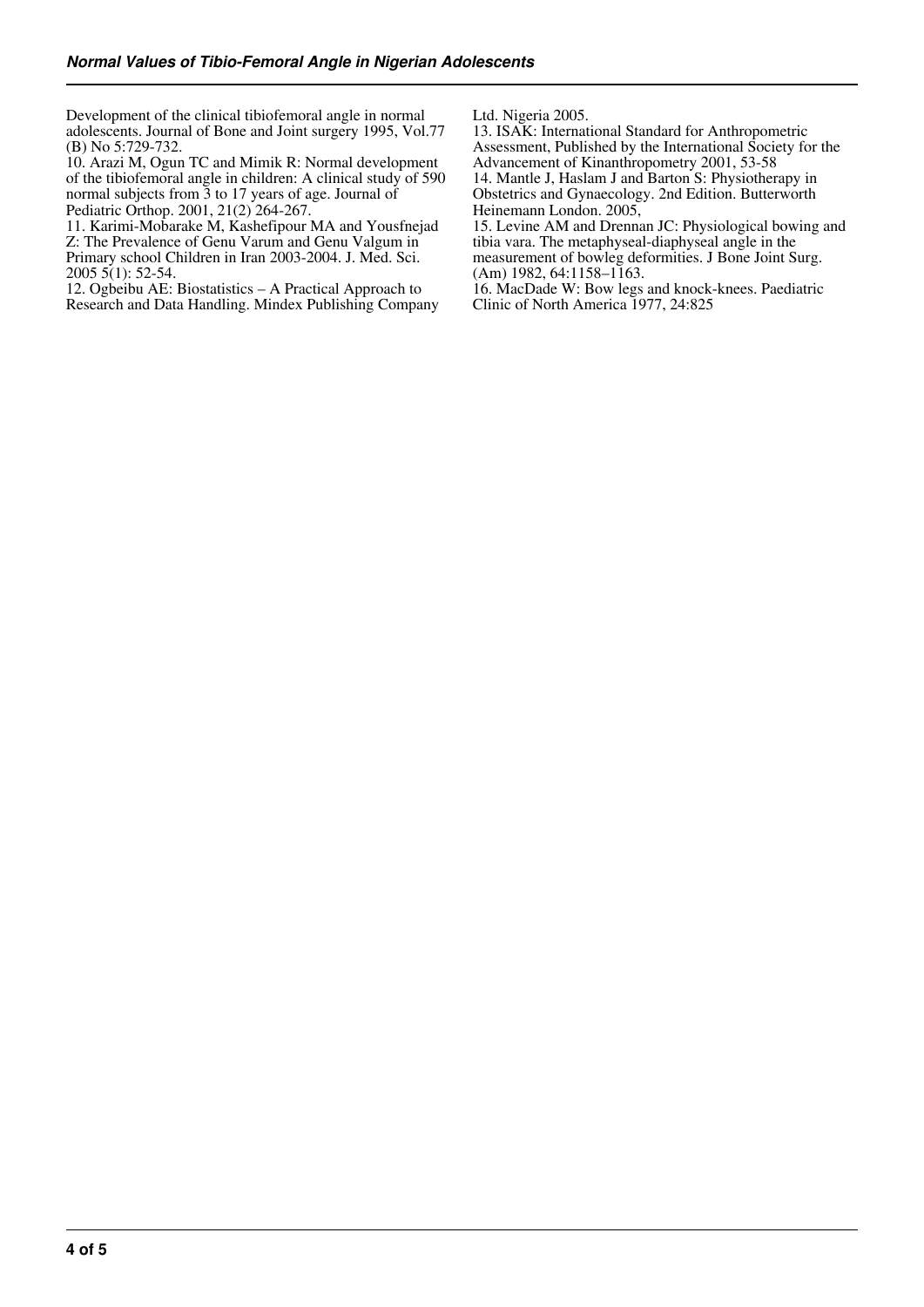Development of the clinical tibiofemoral angle in normal adolescents. Journal of Bone and Joint surgery 1995, Vol.77 (B) No 5:729-732.

10. Arazi M, Ogun TC and Mimik R: Normal development of the tibiofemoral angle in children: A clinical study of 590 normal subjects from 3 to 17 years of age. Journal of Pediatric Orthop. 2001, 21(2) 264-267.

11. Karimi-Mobarake M, Kashefipour MA and Yousfnejad Z: The Prevalence of Genu Varum and Genu Valgum in Primary school Children in Iran 2003-2004. J. Med. Sci. 2005 5(1): 52-54.

12. Ogbeibu AE: Biostatistics – A Practical Approach to Research and Data Handling. Mindex Publishing Company Ltd. Nigeria 2005.

13. ISAK: International Standard for Anthropometric Assessment, Published by the International Society for the Advancement of Kinanthropometry 2001, 53-58

14. Mantle J, Haslam J and Barton S: Physiotherapy in Obstetrics and Gynaecology. 2nd Edition. Butterworth Heinemann London. 2005,

15. Levine AM and Drennan JC: Physiological bowing and tibia vara. The metaphyseal-diaphyseal angle in the measurement of bowleg deformities. J Bone Joint Surg. (Am) 1982, 64:1158–1163.

16. MacDade W: Bow legs and knock-knees. Paediatric Clinic of North America 1977, 24:825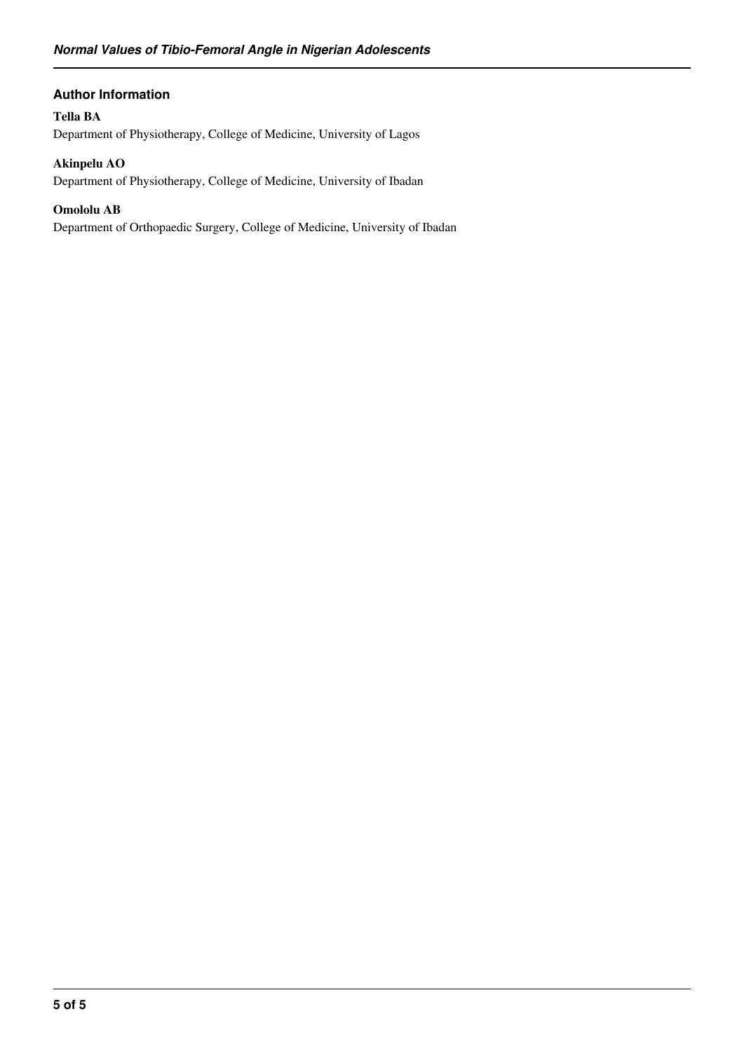## Author Information

**Tella BA**
Department of Physiotherapy, College of Medicine, University of Lagos

**Akinpelu AO**
Department of Physiotherapy, College of Medicine, University of Ibadan

**Omololu AB**
Department of Orthopaedic Surgery, College of Medicine, University of Ibadan